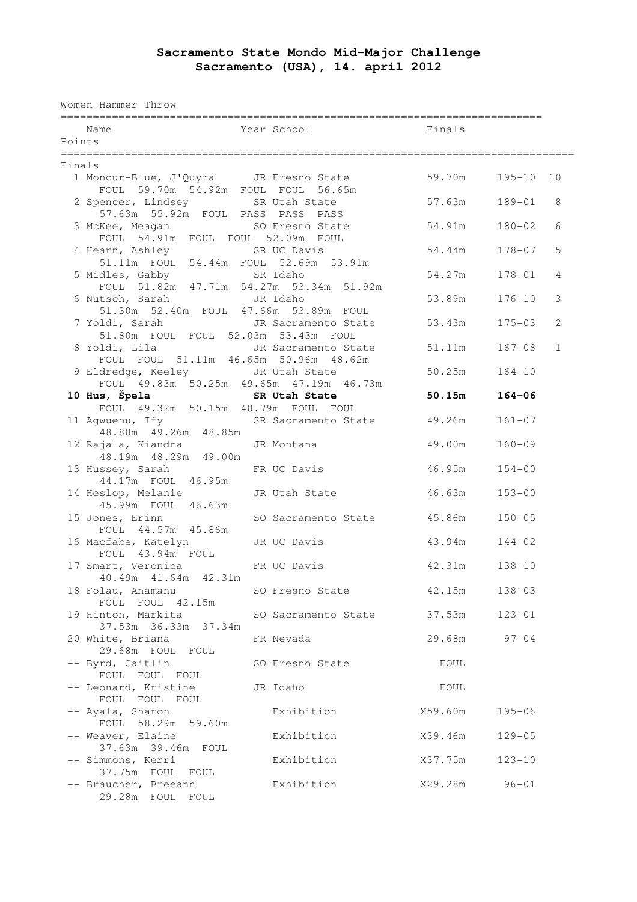# Sacramento State Mondo Mid-Major Challenge
## Sacramento (USA), 14. april 2012

Women Hammer Throw

| Place | Name | Year | School | Finals | | Points |
|---|---|---|---|---|---|---|
| **Finals** | | | | | | |
| 1 | Moncur-Blue, J'Quyra | JR | Fresno State | 59.70m | 195-10 | 10 |
| | FOUL 59.70m 54.92m FOUL FOUL 56.65m | | | | | |
| 2 | Spencer, Lindsey | SR | Utah State | 57.63m | 189-01 | 8 |
| | 57.63m 55.92m FOUL PASS PASS PASS | | | | | |
| 3 | McKee, Meagan | SO | Fresno State | 54.91m | 180-02 | 6 |
| | FOUL 54.91m FOUL FOUL 52.09m FOUL | | | | | |
| 4 | Hearn, Ashley | SR | UC Davis | 54.44m | 178-07 | 5 |
| | 51.11m FOUL 54.44m FOUL 52.69m 53.91m | | | | | |
| 5 | Midles, Gabby | SR | Idaho | 54.27m | 178-01 | 4 |
| | FOUL 51.82m 47.71m 54.27m 53.34m 51.92m | | | | | |
| 6 | Nutsch, Sarah | JR | Idaho | 53.89m | 176-10 | 3 |
| | 51.30m 52.40m FOUL 47.66m 53.89m FOUL | | | | | |
| 7 | Yoldi, Sarah | JR | Sacramento State | 53.43m | 175-03 | 2 |
| | 51.80m FOUL FOUL 52.03m 53.43m FOUL | | | | | |
| 8 | Yoldi, Lila | JR | Sacramento State | 51.11m | 167-08 | 1 |
| | FOUL FOUL 51.11m 46.65m 50.96m 48.62m | | | | | |
| 9 | Eldredge, Keeley | JR | Utah State | 50.25m | 164-10 | |
| | FOUL 49.83m 50.25m 49.65m 47.19m 46.73m | | | | | |
| **10** | **Hus, Špela** | **SR** | **Utah State** | **50.15m** | **164-06** | |
| | FOUL 49.32m 50.15m 48.79m FOUL FOUL | | | | | |
| 11 | Agwuenu, Ify | SR | Sacramento State | 49.26m | 161-07 | |
| | 48.88m 49.26m 48.85m | | | | | |
| 12 | Rajala, Kiandra | JR | Montana | 49.00m | 160-09 | |
| | 48.19m 48.29m 49.00m | | | | | |
| 13 | Hussey, Sarah | FR | UC Davis | 46.95m | 154-00 | |
| | 44.17m FOUL 46.95m | | | | | |
| 14 | Heslop, Melanie | JR | Utah State | 46.63m | 153-00 | |
| | 45.99m FOUL 46.63m | | | | | |
| 15 | Jones, Erinn | SO | Sacramento State | 45.86m | 150-05 | |
| | FOUL 44.57m 45.86m | | | | | |
| 16 | Macfabe, Katelyn | JR | UC Davis | 43.94m | 144-02 | |
| | FOUL 43.94m FOUL | | | | | |
| 17 | Smart, Veronica | FR | UC Davis | 42.31m | 138-10 | |
| | 40.49m 41.64m 42.31m | | | | | |
| 18 | Folau, Anamanu | SO | Fresno State | 42.15m | 138-03 | |
| | FOUL FOUL 42.15m | | | | | |
| 19 | Hinton, Markita | SO | Sacramento State | 37.53m | 123-01 | |
| | 37.53m 36.33m 37.34m | | | | | |
| 20 | White, Briana | FR | Nevada | 29.68m | 97-04 | |
| | 29.68m FOUL FOUL | | | | | |
| -- | Byrd, Caitlin | SO | Fresno State | FOUL | | |
| | FOUL FOUL FOUL | | | | | |
| -- | Leonard, Kristine | JR | Idaho | FOUL | | |
| | FOUL FOUL FOUL | | | | | |
| -- | Ayala, Sharon | | Exhibition | X59.60m | 195-06 | |
| | FOUL 58.29m 59.60m | | | | | |
| -- | Weaver, Elaine | | Exhibition | X39.46m | 129-05 | |
| | 37.63m 39.46m FOUL | | | | | |
| -- | Simmons, Kerri | | Exhibition | X37.75m | 123-10 | |
| | 37.75m FOUL FOUL | | | | | |
| -- | Braucher, Breeann | | Exhibition | X29.28m | 96-01 | |
| | 29.28m FOUL FOUL | | | | | |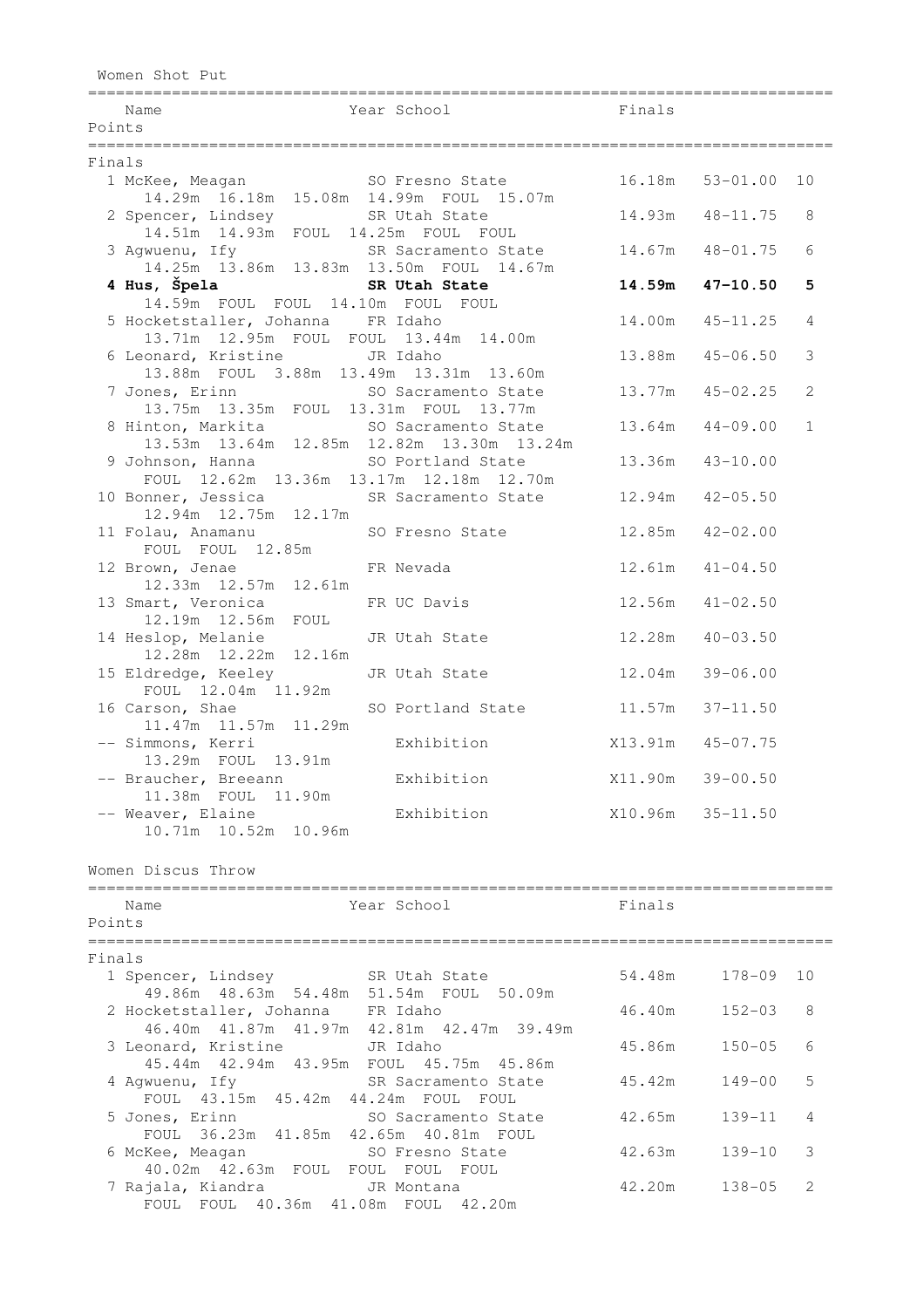## Women Shot Put

| Place | Name | Year | School | Finals | | Points |
|---|---|---|---|---|---|---|
| **Finals** | | | | | | |
| 1 | McKee, Meagan | SO | Fresno State | 16.18m | 53-01.00 | 10 |
| | 14.29m 16.18m 15.08m 14.99m FOUL 15.07m | | | | | |
| 2 | Spencer, Lindsey | SR | Utah State | 14.93m | 48-11.75 | 8 |
| | 14.51m 14.93m FOUL 14.25m FOUL FOUL | | | | | |
| 3 | Agwuenu, Ify | SR | Sacramento State | 14.67m | 48-01.75 | 6 |
| | 14.25m 13.86m 13.83m 13.50m FOUL 14.67m | | | | | |
| **4** | **Hus, Špela** | **SR** | **Utah State** | **14.59m** | **47-10.50** | **5** |
| | 14.59m FOUL FOUL 14.10m FOUL FOUL | | | | | |
| 5 | Hocketstaller, Johanna | FR | Idaho | 14.00m | 45-11.25 | 4 |
| | 13.71m 12.95m FOUL FOUL 13.44m 14.00m | | | | | |
| 6 | Leonard, Kristine | JR | Idaho | 13.88m | 45-06.50 | 3 |
| | 13.88m FOUL 3.88m 13.49m 13.31m 13.60m | | | | | |
| 7 | Jones, Erinn | SO | Sacramento State | 13.77m | 45-02.25 | 2 |
| | 13.75m 13.35m FOUL 13.31m FOUL 13.77m | | | | | |
| 8 | Hinton, Markita | SO | Sacramento State | 13.64m | 44-09.00 | 1 |
| | 13.53m 13.64m 12.85m 12.82m 13.30m 13.24m | | | | | |
| 9 | Johnson, Hanna | SO | Portland State | 13.36m | 43-10.00 | |
| | FOUL 12.62m 13.36m 13.17m 12.18m 12.70m | | | | | |
| 10 | Bonner, Jessica | SR | Sacramento State | 12.94m | 42-05.50 | |
| | 12.94m 12.75m 12.17m | | | | | |
| 11 | Folau, Anamanu | SO | Fresno State | 12.85m | 42-02.00 | |
| | FOUL FOUL 12.85m | | | | | |
| 12 | Brown, Jenae | FR | Nevada | 12.61m | 41-04.50 | |
| | 12.33m 12.57m 12.61m | | | | | |
| 13 | Smart, Veronica | FR | UC Davis | 12.56m | 41-02.50 | |
| | 12.19m 12.56m FOUL | | | | | |
| 14 | Heslop, Melanie | JR | Utah State | 12.28m | 40-03.50 | |
| | 12.28m 12.22m 12.16m | | | | | |
| 15 | Eldredge, Keeley | JR | Utah State | 12.04m | 39-06.00 | |
| | FOUL 12.04m 11.92m | | | | | |
| 16 | Carson, Shae | SO | Portland State | 11.57m | 37-11.50 | |
| | 11.47m 11.57m 11.29m | | | | | |
| -- | Simmons, Kerri | | Exhibition | X13.91m | 45-07.75 | |
| | 13.29m FOUL 13.91m | | | | | |
| -- | Braucher, Breeann | | Exhibition | X11.90m | 39-00.50 | |
| | 11.38m FOUL 11.90m | | | | | |
| -- | Weaver, Elaine | | Exhibition | X10.96m | 35-11.50 | |
| | 10.71m 10.52m 10.96m | | | | | |

## Women Discus Throw

| Place | Name | Year | School | Finals | | Points |
|---|---|---|---|---|---|---|
| **Finals** | | | | | | |
| 1 | Spencer, Lindsey | SR | Utah State | 54.48m | 178-09 | 10 |
| | 49.86m 48.63m 54.48m 51.54m FOUL 50.09m | | | | | |
| 2 | Hocketstaller, Johanna | FR | Idaho | 46.40m | 152-03 | 8 |
| | 46.40m 41.87m 41.97m 42.81m 42.47m 39.49m | | | | | |
| 3 | Leonard, Kristine | JR | Idaho | 45.86m | 150-05 | 6 |
| | 45.44m 42.94m 43.95m FOUL 45.75m 45.86m | | | | | |
| 4 | Agwuenu, Ify | SR | Sacramento State | 45.42m | 149-00 | 5 |
| | FOUL 43.15m 45.42m 44.24m FOUL FOUL | | | | | |
| 5 | Jones, Erinn | SO | Sacramento State | 42.65m | 139-11 | 4 |
| | FOUL 36.23m 41.85m 42.65m 40.81m FOUL | | | | | |
| 6 | McKee, Meagan | SO | Fresno State | 42.63m | 139-10 | 3 |
| | 40.02m 42.63m FOUL FOUL FOUL FOUL | | | | | |
| 7 | Rajala, Kiandra | JR | Montana | 42.20m | 138-05 | 2 |
| | FOUL FOUL 40.36m 41.08m FOUL 42.20m | | | | | |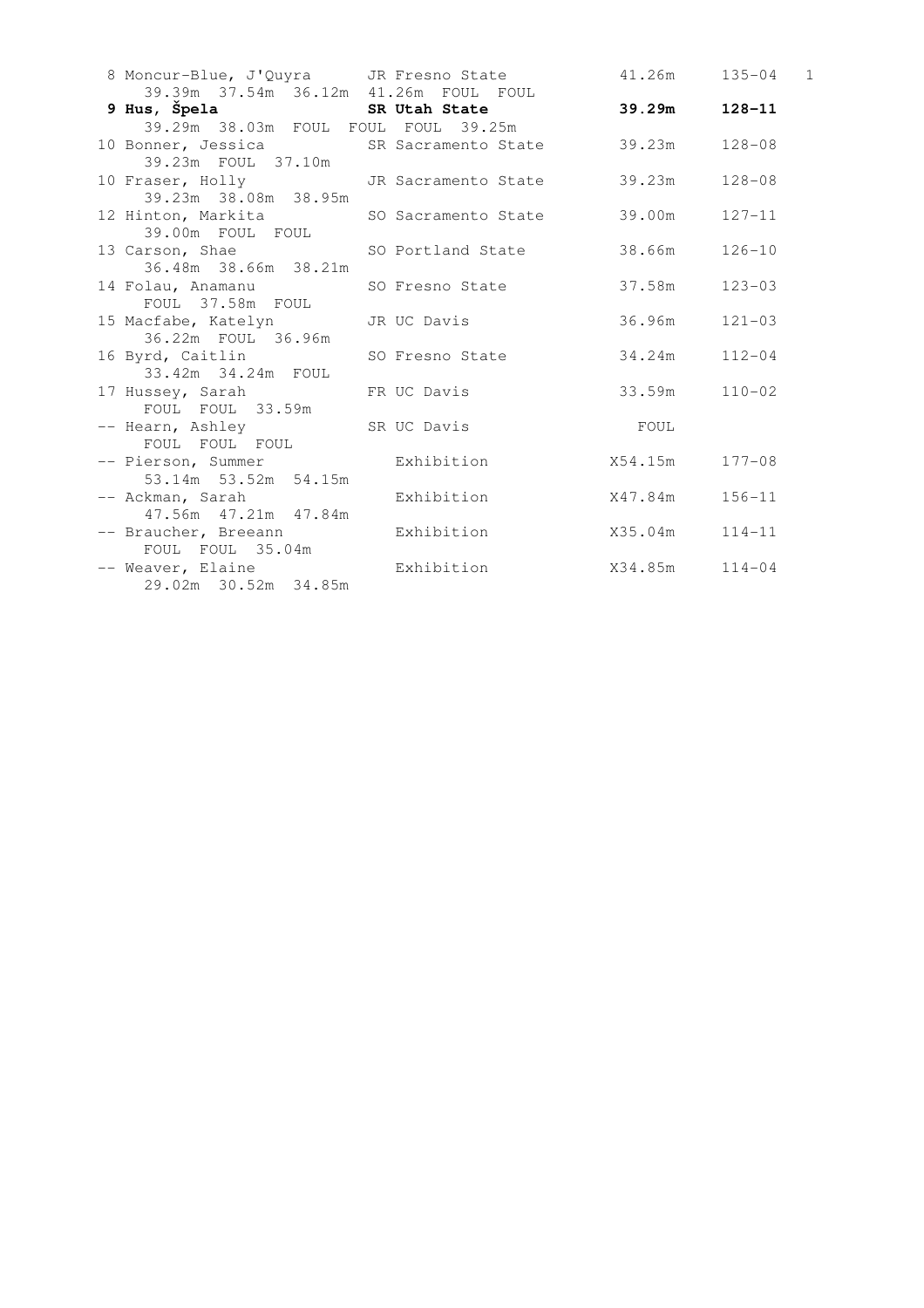```
 8 Moncur-Blue, J'Quyra      JR Fresno State          41.26m     135-04   1
      39.39m  37.54m  36.12m  41.26m  FOUL  FOUL
 9 Hus, Špela                SR Utah State            39.29m     128-11
      39.29m  38.03m  FOUL  FOUL  FOUL  39.25m
10 Bonner, Jessica           SR Sacramento State      39.23m     128-08
      39.23m  FOUL  37.10m
10 Fraser, Holly             JR Sacramento State      39.23m     128-08
      39.23m  38.08m  38.95m
12 Hinton, Markita           SO Sacramento State      39.00m     127-11
      39.00m  FOUL  FOUL
13 Carson, Shae              SO Portland State        38.66m     126-10
      36.48m  38.66m  38.21m
14 Folau, Anamanu            SO Fresno State          37.58m     123-03
      FOUL  37.58m  FOUL
15 Macfabe, Katelyn          JR UC Davis              36.96m     121-03
      36.22m  FOUL  36.96m
16 Byrd, Caitlin             SO Fresno State          34.24m     112-04
      33.42m  34.24m  FOUL
17 Hussey, Sarah             FR UC Davis              33.59m     110-02
      FOUL  FOUL  33.59m
-- Hearn, Ashley             SR UC Davis                FOUL
      FOUL  FOUL  FOUL
-- Pierson, Summer              Exhibition           X54.15m     177-08
      53.14m  53.52m  54.15m
-- Ackman, Sarah                Exhibition           X47.84m     156-11
      47.56m  47.21m  47.84m
-- Braucher, Breeann            Exhibition           X35.04m     114-11
      FOUL  FOUL  35.04m
-- Weaver, Elaine               Exhibition           X34.85m     114-04
      29.02m  30.52m  34.85m
```